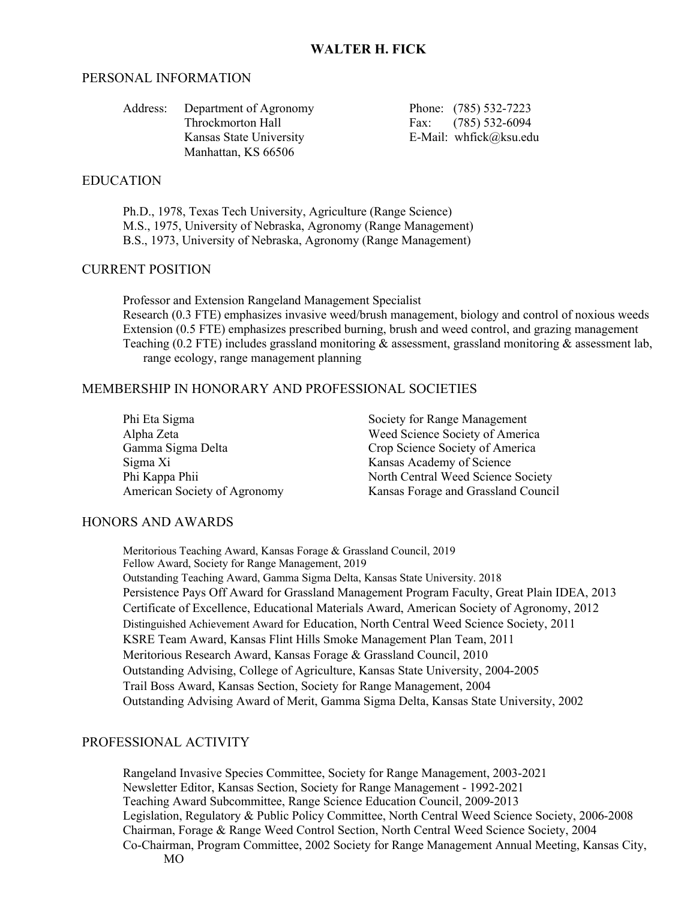# WALTER H. FICK

## PERSONAL INFORMATION

Address: Department of Agronomy
Throckmorton Hall
Kansas State University
Manhattan, KS 66506

Phone: (785) 532-7223
Fax: (785) 532-6094
E-Mail: whfick@ksu.edu

## EDUCATION

Ph.D., 1978, Texas Tech University, Agriculture (Range Science)
M.S., 1975, University of Nebraska, Agronomy (Range Management)
B.S., 1973, University of Nebraska, Agronomy (Range Management)

## CURRENT POSITION

Professor and Extension Rangeland Management Specialist
Research (0.3 FTE) emphasizes invasive weed/brush management, biology and control of noxious weeds
Extension (0.5 FTE) emphasizes prescribed burning, brush and weed control, and grazing management
Teaching (0.2 FTE) includes grassland monitoring & assessment, grassland monitoring & assessment lab, range ecology, range management planning

## MEMBERSHIP IN HONORARY AND PROFESSIONAL SOCIETIES

Phi Eta Sigma
Alpha Zeta
Gamma Sigma Delta
Sigma Xi
Phi Kappa Phii
American Society of Agronomy
Society for Range Management
Weed Science Society of America
Crop Science Society of America
Kansas Academy of Science
North Central Weed Science Society
Kansas Forage and Grassland Council

## HONORS AND AWARDS

Meritorious Teaching Award, Kansas Forage & Grassland Council, 2019
Fellow Award, Society for Range Management, 2019
Outstanding Teaching Award, Gamma Sigma Delta, Kansas State University. 2018
Persistence Pays Off Award for Grassland Management Program Faculty, Great Plain IDEA, 2013
Certificate of Excellence, Educational Materials Award, American Society of Agronomy, 2012
Distinguished Achievement Award for Education, North Central Weed Science Society, 2011
KSRE Team Award, Kansas Flint Hills Smoke Management Plan Team, 2011
Meritorious Research Award, Kansas Forage & Grassland Council, 2010
Outstanding Advising, College of Agriculture, Kansas State University, 2004-2005
Trail Boss Award, Kansas Section, Society for Range Management, 2004
Outstanding Advising Award of Merit, Gamma Sigma Delta, Kansas State University, 2002

## PROFESSIONAL ACTIVITY

Rangeland Invasive Species Committee, Society for Range Management, 2003-2021
Newsletter Editor, Kansas Section, Society for Range Management - 1992-2021
Teaching Award Subcommittee, Range Science Education Council, 2009-2013
Legislation, Regulatory & Public Policy Committee, North Central Weed Science Society, 2006-2008
Chairman, Forage & Range Weed Control Section, North Central Weed Science Society, 2004
Co-Chairman, Program Committee, 2002 Society for Range Management Annual Meeting, Kansas City, MO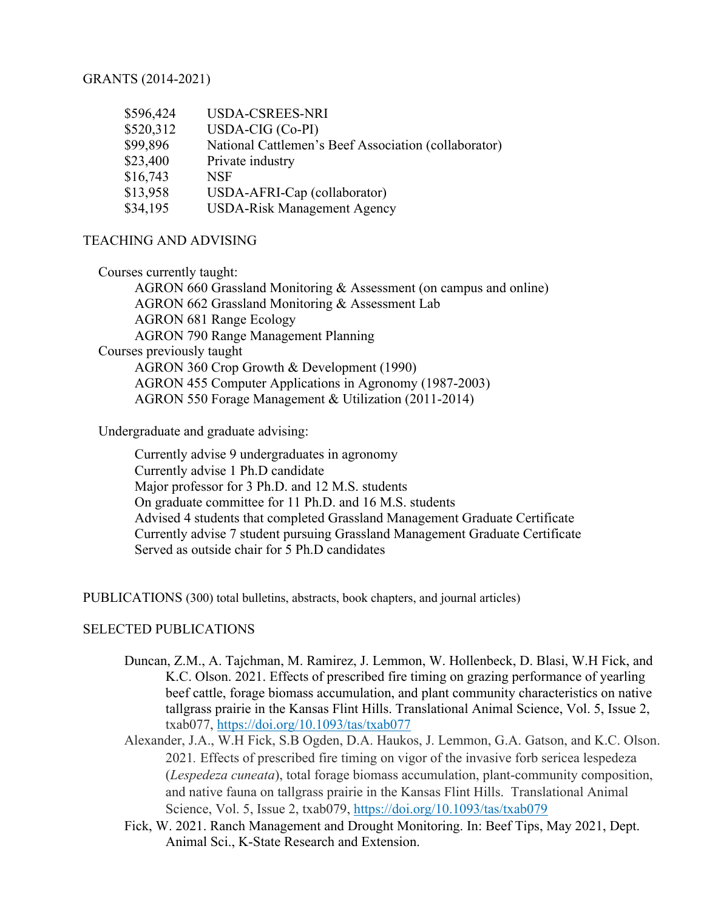GRANTS (2014-2021)

| | |
|---|---|
| $596,424 | USDA-CSREES-NRI |
| $520,312 | USDA-CIG (Co-PI) |
| $99,896 | National Cattlemen's Beef Association (collaborator) |
| $23,400 | Private industry |
| $16,743 | NSF |
| $13,958 | USDA-AFRI-Cap (collaborator) |
| $34,195 | USDA-Risk Management Agency |

TEACHING AND ADVISING

Courses currently taught:

- AGRON 660 Grassland Monitoring & Assessment (on campus and online)
- AGRON 662 Grassland Monitoring & Assessment Lab
- AGRON 681 Range Ecology
- AGRON 790 Range Management Planning

Courses previously taught

- AGRON 360 Crop Growth & Development (1990)
- AGRON 455 Computer Applications in Agronomy (1987-2003)
- AGRON 550 Forage Management & Utilization (2011-2014)

Undergraduate and graduate advising:

- Currently advise 9 undergraduates in agronomy
- Currently advise 1 Ph.D candidate
- Major professor for 3 Ph.D. and 12 M.S. students
- On graduate committee for 11 Ph.D. and 16 M.S. students
- Advised 4 students that completed Grassland Management Graduate Certificate
- Currently advise 7 student pursuing Grassland Management Graduate Certificate
- Served as outside chair for 5 Ph.D candidates

PUBLICATIONS (300) total bulletins, abstracts, book chapters, and journal articles)

SELECTED PUBLICATIONS

Duncan, Z.M., A. Tajchman, M. Ramirez, J. Lemmon, W. Hollenbeck, D. Blasi, W.H Fick, and K.C. Olson. 2021. Effects of prescribed fire timing on grazing performance of yearling beef cattle, forage biomass accumulation, and plant community characteristics on native tallgrass prairie in the Kansas Flint Hills. Translational Animal Science, Vol. 5, Issue 2, txab077, https://doi.org/10.1093/tas/txab077

Alexander, J.A., W.H Fick, S.B Ogden, D.A. Haukos, J. Lemmon, G.A. Gatson, and K.C. Olson. 2021. Effects of prescribed fire timing on vigor of the invasive forb sericea lespedeza (*Lespedeza cuneata*), total forage biomass accumulation, plant-community composition, and native fauna on tallgrass prairie in the Kansas Flint Hills. Translational Animal Science, Vol. 5, Issue 2, txab079, https://doi.org/10.1093/tas/txab079

Fick, W. 2021. Ranch Management and Drought Monitoring. In: Beef Tips, May 2021, Dept. Animal Sci., K-State Research and Extension.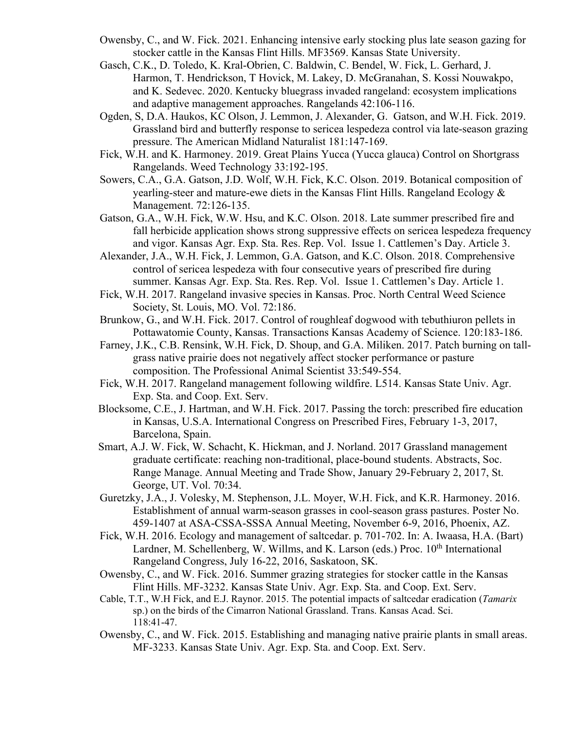Owensby, C., and W. Fick. 2021. Enhancing intensive early stocking plus late season gazing for stocker cattle in the Kansas Flint Hills. MF3569. Kansas State University.

Gasch, C.K., D. Toledo, K. Kral-Obrien, C. Baldwin, C. Bendel, W. Fick, L. Gerhard, J. Harmon, T. Hendrickson, T Hovick, M. Lakey, D. McGranahan, S. Kossi Nouwakpo, and K. Sedevec. 2020. Kentucky bluegrass invaded rangeland: ecosystem implications and adaptive management approaches. Rangelands 42:106-116.

Ogden, S, D.A. Haukos, KC Olson, J. Lemmon, J. Alexander, G. Gatson, and W.H. Fick. 2019. Grassland bird and butterfly response to sericea lespedeza control via late-season grazing pressure. The American Midland Naturalist 181:147-169.

Fick, W.H. and K. Harmoney. 2019. Great Plains Yucca (Yucca glauca) Control on Shortgrass Rangelands. Weed Technology 33:192-195.

Sowers, C.A., G.A. Gatson, J.D. Wolf, W.H. Fick, K.C. Olson. 2019. Botanical composition of yearling-steer and mature-ewe diets in the Kansas Flint Hills. Rangeland Ecology & Management. 72:126-135.

Gatson, G.A., W.H. Fick, W.W. Hsu, and K.C. Olson. 2018. Late summer prescribed fire and fall herbicide application shows strong suppressive effects on sericea lespedeza frequency and vigor. Kansas Agr. Exp. Sta. Res. Rep. Vol. Issue 1. Cattlemen's Day. Article 3.

Alexander, J.A., W.H. Fick, J. Lemmon, G.A. Gatson, and K.C. Olson. 2018. Comprehensive control of sericea lespedeza with four consecutive years of prescribed fire during summer. Kansas Agr. Exp. Sta. Res. Rep. Vol. Issue 1. Cattlemen's Day. Article 1.

Fick, W.H. 2017. Rangeland invasive species in Kansas. Proc. North Central Weed Science Society, St. Louis, MO. Vol. 72:186.

Brunkow, G., and W.H. Fick. 2017. Control of roughleaf dogwood with tebuthiuron pellets in Pottawatomie County, Kansas. Transactions Kansas Academy of Science. 120:183-186.

Farney, J.K., C.B. Rensink, W.H. Fick, D. Shoup, and G.A. Miliken. 2017. Patch burning on tall-grass native prairie does not negatively affect stocker performance or pasture composition. The Professional Animal Scientist 33:549-554.

Fick, W.H. 2017. Rangeland management following wildfire. L514. Kansas State Univ. Agr. Exp. Sta. and Coop. Ext. Serv.

Blocksome, C.E., J. Hartman, and W.H. Fick. 2017. Passing the torch: prescribed fire education in Kansas, U.S.A. International Congress on Prescribed Fires, February 1-3, 2017, Barcelona, Spain.

Smart, A.J. W. Fick, W. Schacht, K. Hickman, and J. Norland. 2017 Grassland management graduate certificate: reaching non-traditional, place-bound students. Abstracts, Soc. Range Manage. Annual Meeting and Trade Show, January 29-February 2, 2017, St. George, UT. Vol. 70:34.

Guretzky, J.A., J. Volesky, M. Stephenson, J.L. Moyer, W.H. Fick, and K.R. Harmoney. 2016. Establishment of annual warm-season grasses in cool-season grass pastures. Poster No. 459-1407 at ASA-CSSA-SSSA Annual Meeting, November 6-9, 2016, Phoenix, AZ.

Fick, W.H. 2016. Ecology and management of saltcedar. p. 701-702. In: A. Iwaasa, H.A. (Bart) Lardner, M. Schellenberg, W. Willms, and K. Larson (eds.) Proc. 10th International Rangeland Congress, July 16-22, 2016, Saskatoon, SK.

Owensby, C., and W. Fick. 2016. Summer grazing strategies for stocker cattle in the Kansas Flint Hills. MF-3232. Kansas State Univ. Agr. Exp. Sta. and Coop. Ext. Serv.

Cable, T.T., W.H Fick, and E.J. Raynor. 2015. The potential impacts of saltcedar eradication (*Tamarix* sp.) on the birds of the Cimarron National Grassland. Trans. Kansas Acad. Sci. 118:41-47.

Owensby, C., and W. Fick. 2015. Establishing and managing native prairie plants in small areas. MF-3233. Kansas State Univ. Agr. Exp. Sta. and Coop. Ext. Serv.